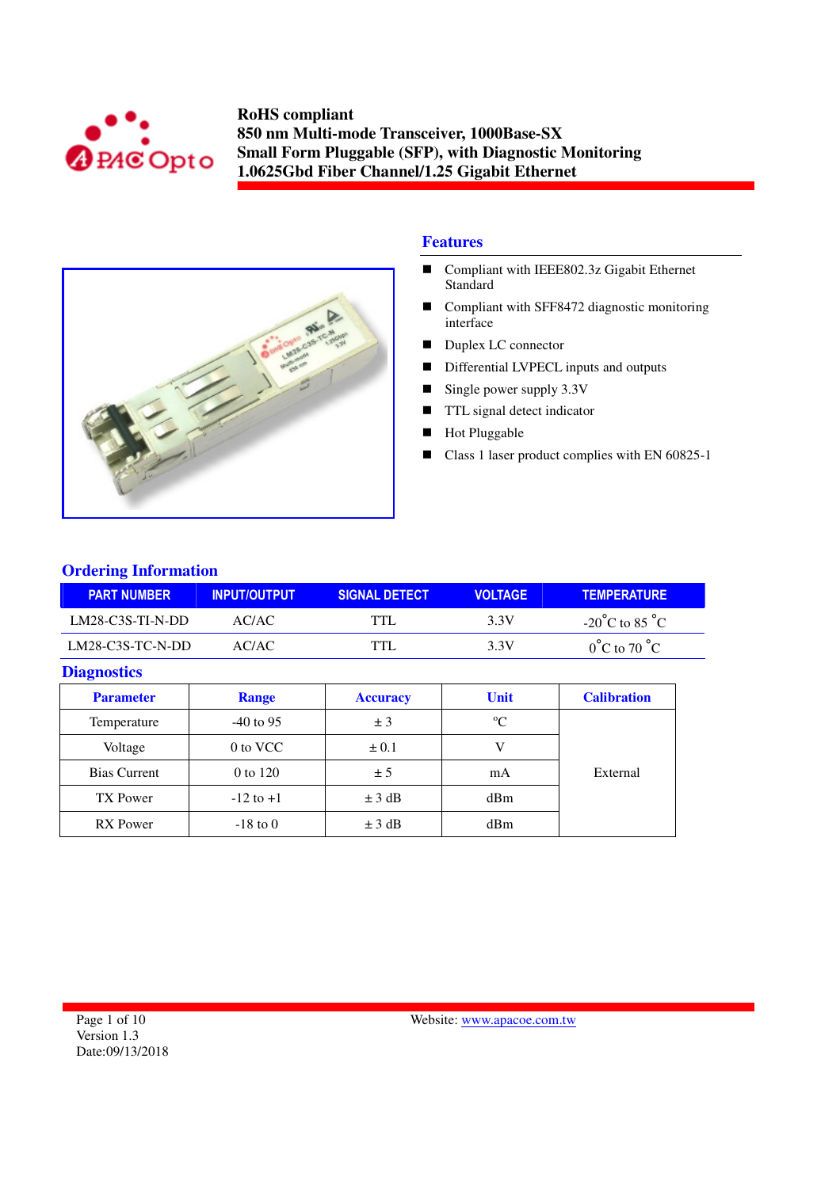**RoHS compliant**
**850 nm Multi-mode Transceiver, 1000Base-SX**
**Small Form Pluggable (SFP), with Diagnostic Monitoring**
**1.0625Gbd Fiber Channel/1.25 Gigabit Ethernet**

## Features

- Compliant with IEEE802.3z Gigabit Ethernet Standard
- Compliant with SFF8472 diagnostic monitoring interface
- Duplex LC connector
- Differential LVPECL inputs and outputs
- Single power supply 3.3V
- TTL signal detect indicator
- Hot Pluggable
- Class 1 laser product complies with EN 60825-1

## Ordering Information

| PART NUMBER | INPUT/OUTPUT | SIGNAL DETECT | VOLTAGE | TEMPERATURE |
|---|---|---|---|---|
| LM28-C3S-TI-N-DD | AC/AC | TTL | 3.3V | -20°C to 85 °C |
| LM28-C3S-TC-N-DD | AC/AC | TTL | 3.3V | 0°C to 70 °C |

## Diagnostics

| Parameter | Range | Accuracy | Unit | Calibration |
|---|---|---|---|---|
| Temperature | -40 to 95 | ± 3 | °C | External |
| Voltage | 0 to VCC | ± 0.1 | V | |
| Bias Current | 0 to 120 | ± 5 | mA | |
| TX Power | -12 to +1 | ± 3 dB | dBm | |
| RX Power | -18 to 0 | ± 3 dB | dBm | |

Version 1.3
Date:09/13/2018

Website: www.apacoe.com.tw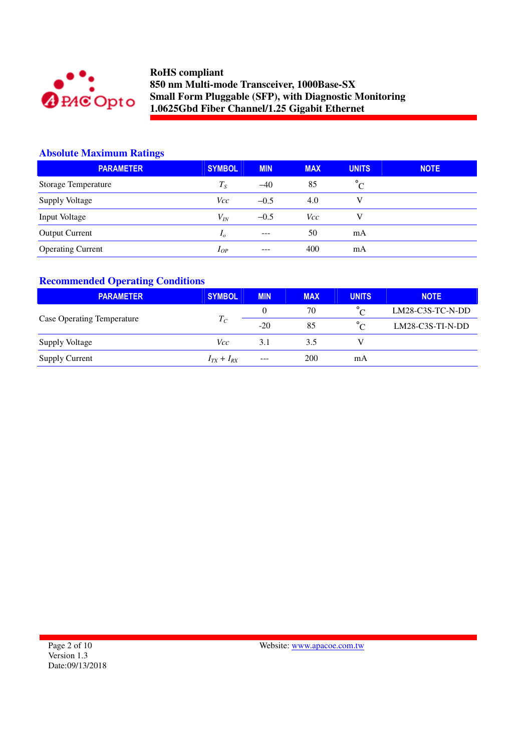## Absolute Maximum Ratings

| PARAMETER | SYMBOL | MIN | MAX | UNITS | NOTE |
|---|---|---|---|---|---|
| Storage Temperature | $T_S$ | –40 | 85 | °C | |
| Supply Voltage | $Vcc$ | –0.5 | 4.0 | V | |
| Input Voltage | $V_{IN}$ | –0.5 | $Vcc$ | V | |
| Output Current | $I_o$ | --- | 50 | mA | |
| Operating Current | $I_{OP}$ | --- | 400 | mA | |

## Recommended Operating Conditions

| PARAMETER | SYMBOL | MIN | MAX | UNITS | NOTE |
|---|---|---|---|---|---|
| Case Operating Temperature | $T_C$ | 0 | 70 | °C | LM28-C3S-TC-N-DD |
| | | -20 | 85 | °C | LM28-C3S-TI-N-DD |
| Supply Voltage | $Vcc$ | 3.1 | 3.5 | V | |
| Supply Current | $I_{TX} + I_{RX}$ | --- | 200 | mA | |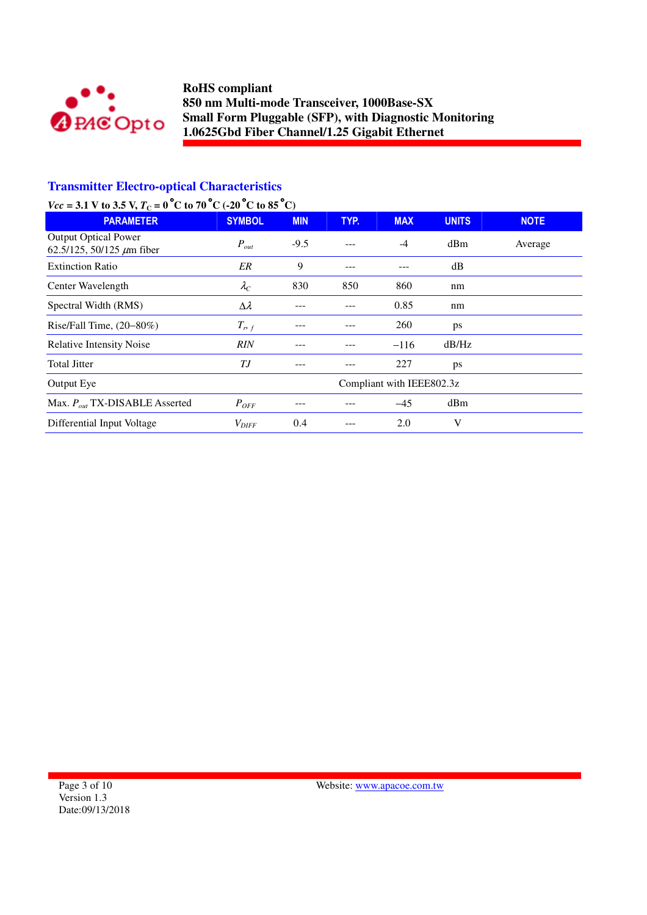## Transmitter Electro-optical Characteristics

*Vcc* = 3.1 V to 3.5 V, $T_C$ = 0°C to 70°C (-20°C to 85°C)

| PARAMETER | SYMBOL | MIN | TYP. | MAX | UNITS | NOTE |
|---|---|---|---|---|---|---|
| Output Optical Power 62.5/125, 50/125 $\mu$m fiber | $P_{out}$ | -9.5 | --- | -4 | dBm | Average |
| Extinction Ratio | *ER* | 9 | --- | --- | dB | |
| Center Wavelength | $\lambda_C$ | 830 | 850 | 860 | nm | |
| Spectral Width (RMS) | $\Delta\lambda$ | --- | --- | 0.85 | nm | |
| Rise/Fall Time, (20–80%) | $T_{r,f}$ | --- | --- | 260 | ps | |
| Relative Intensity Noise | *RIN* | --- | --- | –116 | dB/Hz | |
| Total Jitter | *TJ* | --- | --- | 227 | ps | |
| Output Eye | | Compliant with IEEE802.3z | | | | |
| Max. $P_{out}$ TX-DISABLE Asserted | $P_{OFF}$ | --- | --- | –45 | dBm | |
| Differential Input Voltage | $V_{DIFF}$ | 0.4 | --- | 2.0 | V | |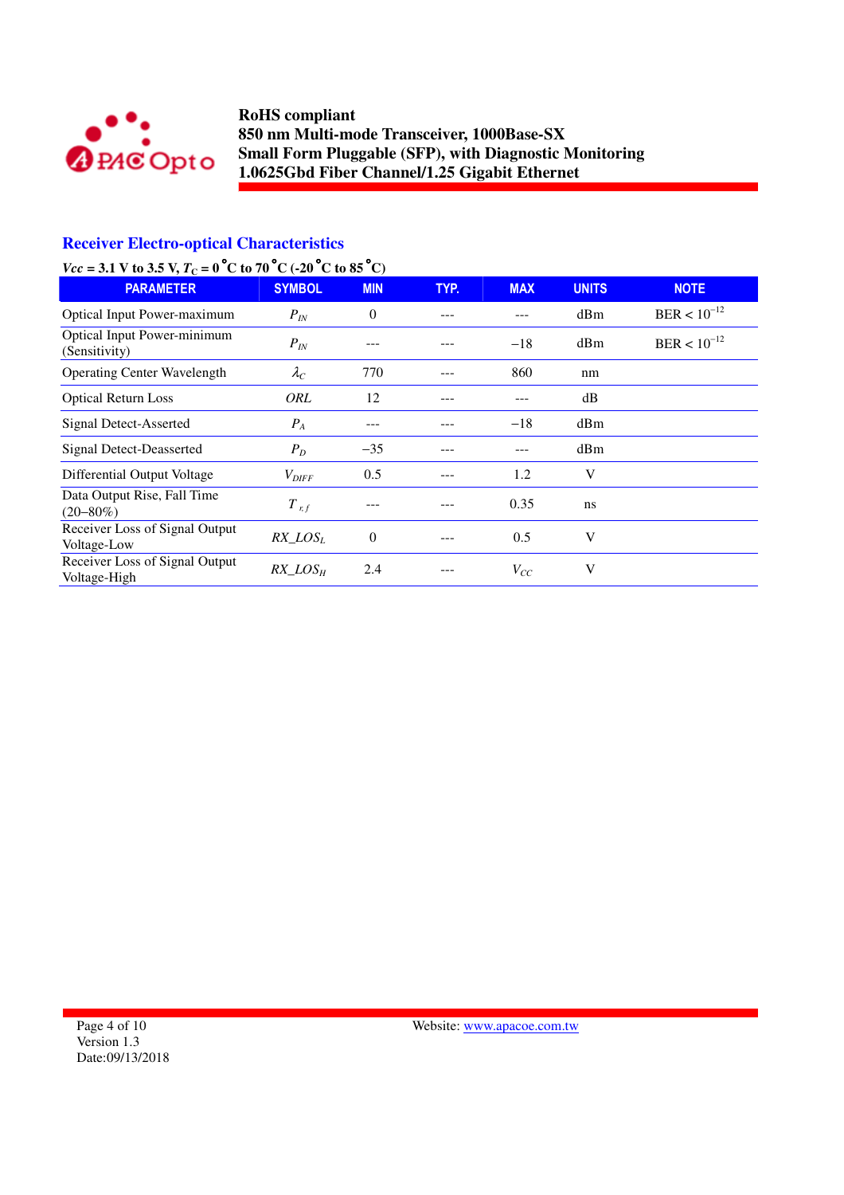## Receiver Electro-optical Characteristics

***Vcc* = 3.1 V to 3.5 V, $T_C$ = 0°C to 70°C (-20°C to 85°C)**

| PARAMETER | SYMBOL | MIN | TYP. | MAX | UNITS | NOTE |
|---|---|---|---|---|---|---|
| Optical Input Power-maximum | $P_{IN}$ | 0 | --- | --- | dBm | BER < $10^{-12}$ |
| Optical Input Power-minimum (Sensitivity) | $P_{IN}$ | --- | --- | −18 | dBm | BER < $10^{-12}$ |
| Operating Center Wavelength | $\lambda_C$ | 770 | --- | 860 | nm | |
| Optical Return Loss | *ORL* | 12 | --- | --- | dB | |
| Signal Detect-Asserted | $P_A$ | --- | --- | −18 | dBm | |
| Signal Detect-Deasserted | $P_D$ | −35 | --- | --- | dBm | |
| Differential Output Voltage | $V_{DIFF}$ | 0.5 | --- | 1.2 | V | |
| Data Output Rise, Fall Time (20–80%) | $T_{r,f}$ | --- | --- | 0.35 | ns | |
| Receiver Loss of Signal Output Voltage-Low | $RX\_LOS_L$ | 0 | --- | 0.5 | V | |
| Receiver Loss of Signal Output Voltage-High | $RX\_LOS_H$ | 2.4 | --- | $V_{CC}$ | V | |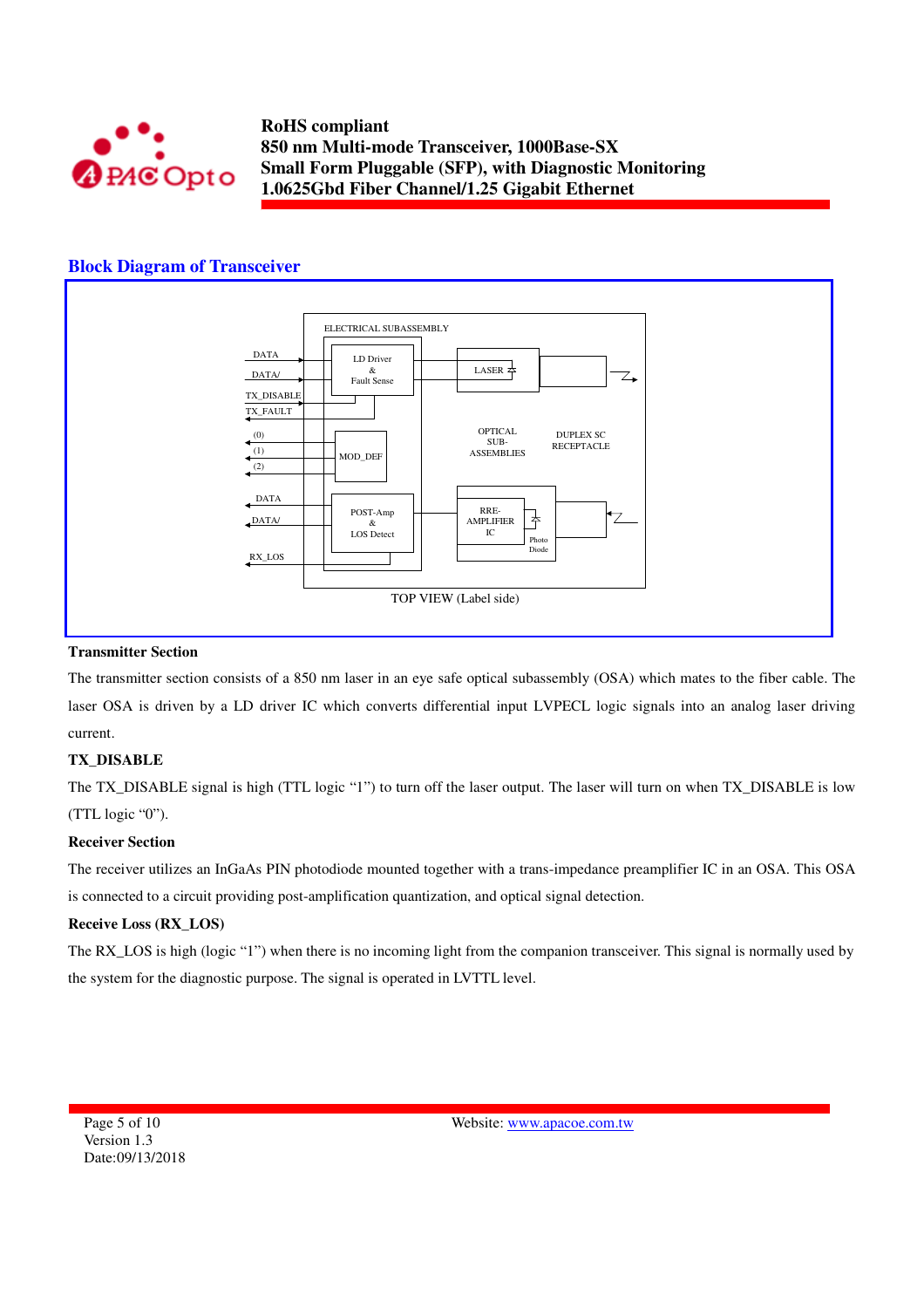## Block Diagram of Transceiver

ELECTRICAL SUBASSEMBLY

DATA
DATA/
TX_DISABLE
TX_FAULT
(0)
(1)
(2)
DATA
DATA/
RX_LOS

LD Driver & Fault Sense

MOD_DEF

POST-Amp & LOS Detect

LASER

OPTICAL SUB-ASSEMBLIES

DUPLEX SC RECEPTACLE

RRE-AMPLIFIER IC

Photo Diode

TOP VIEW (Label side)

**Transmitter Section**

The transmitter section consists of a 850 nm laser in an eye safe optical subassembly (OSA) which mates to the fiber cable. The laser OSA is driven by a LD driver IC which converts differential input LVPECL logic signals into an analog laser driving current.

**TX_DISABLE**

The TX_DISABLE signal is high (TTL logic “1”) to turn off the laser output. The laser will turn on when TX_DISABLE is low (TTL logic “0”).

**Receiver Section**

The receiver utilizes an InGaAs PIN photodiode mounted together with a trans-impedance preamplifier IC in an OSA. This OSA is connected to a circuit providing post-amplification quantization, and optical signal detection.

**Receive Loss (RX_LOS)**

The RX_LOS is high (logic “1”) when there is no incoming light from the companion transceiver. This signal is normally used by the system for the diagnostic purpose. The signal is operated in LVTTL level.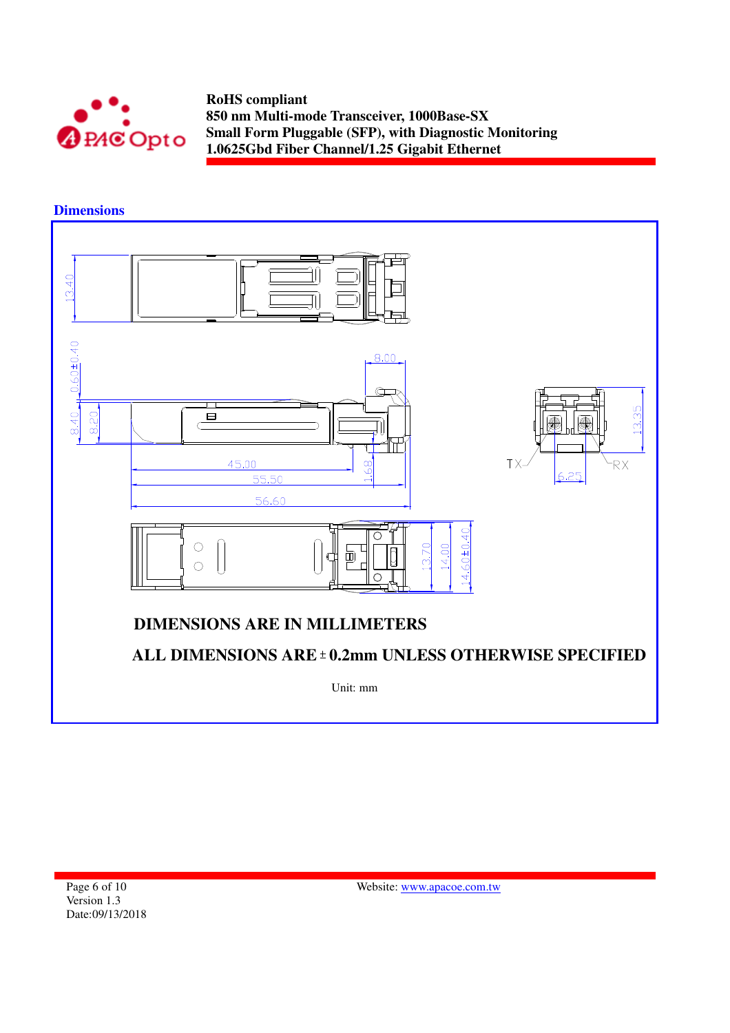## Dimensions

DIMENSIONS ARE IN MILLIMETERS

ALL DIMENSIONS ARE ± 0.2mm UNLESS OTHERWISE SPECIFIED

Unit: mm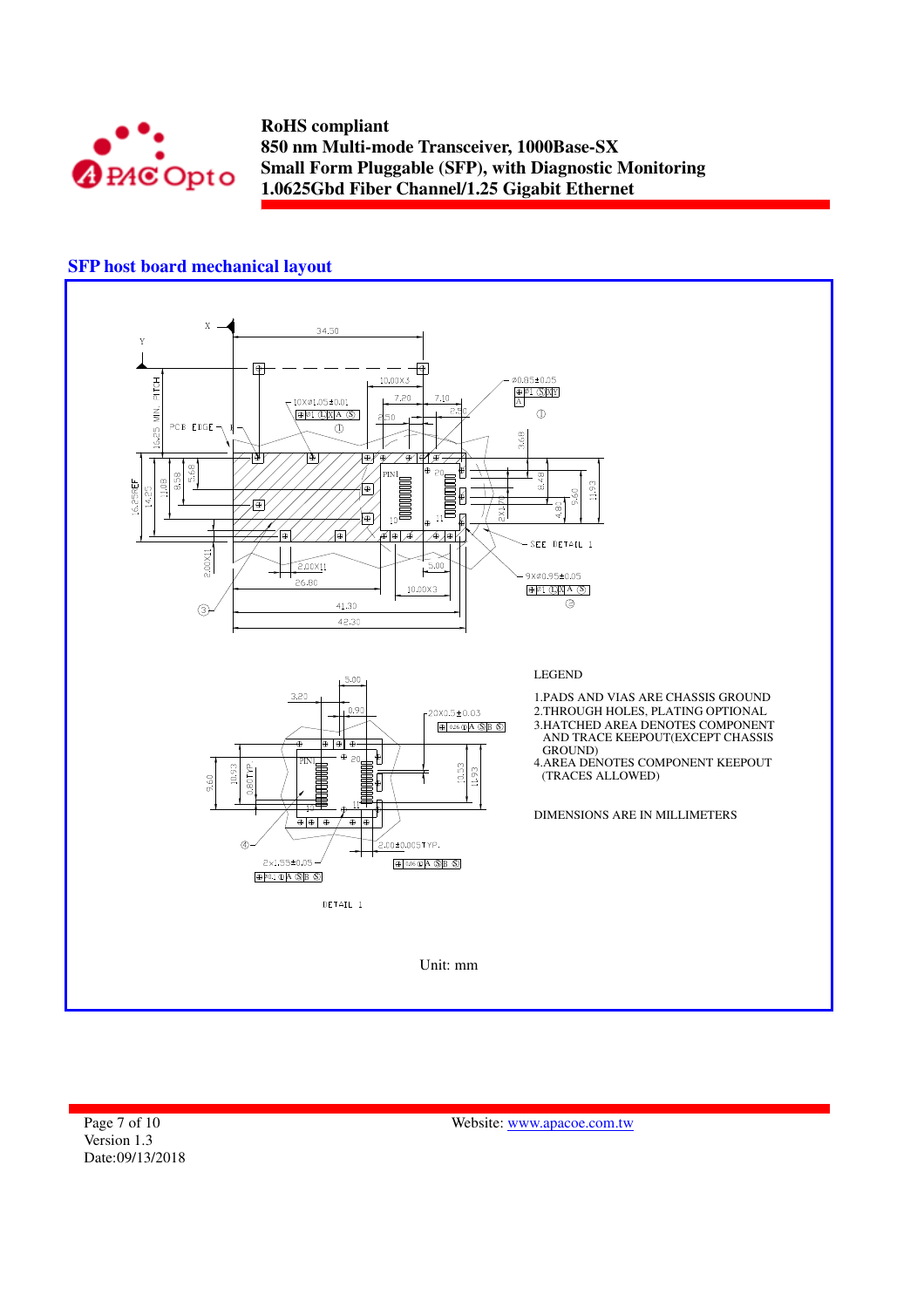## SFP host board mechanical layout

LEGEND

1.PADS AND VIAS ARE CHASSIS GROUND
2.THROUGH HOLES, PLATING OPTIONAL
3.HATCHED AREA DENOTES COMPONENT AND TRACE KEEPOUT(EXCEPT CHASSIS GROUND)
4.AREA DENOTES COMPONENT KEEPOUT (TRACES ALLOWED)

DIMENSIONS ARE IN MILLIMETERS

DETAIL 1

Unit: mm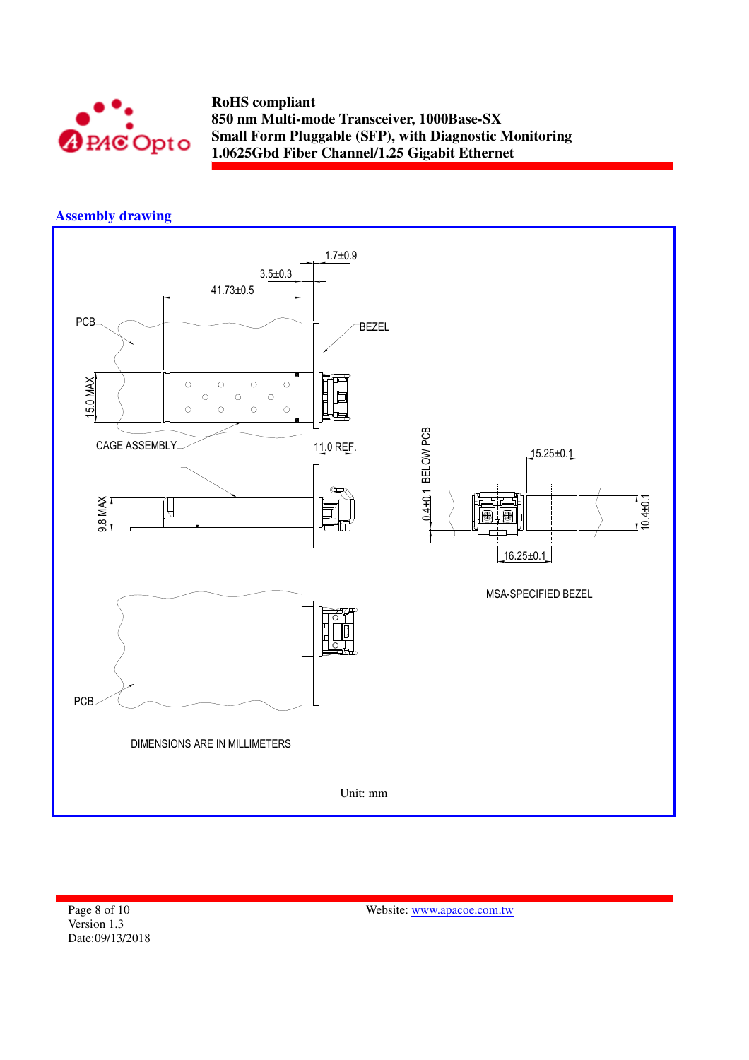## Assembly drawing

1.7±0.9

3.5±0.3

41.73±0.5

PCB

BEZEL

15.0 MAX

CAGE ASSEMBLY

11.0 REF.

9.8 MAX

0.4±0.1 BELOW PCB

15.25±0.1

10.4±0.1

16.25±0.1

MSA-SPECIFIED BEZEL

PCB

DIMENSIONS ARE IN MILLIMETERS

Unit: mm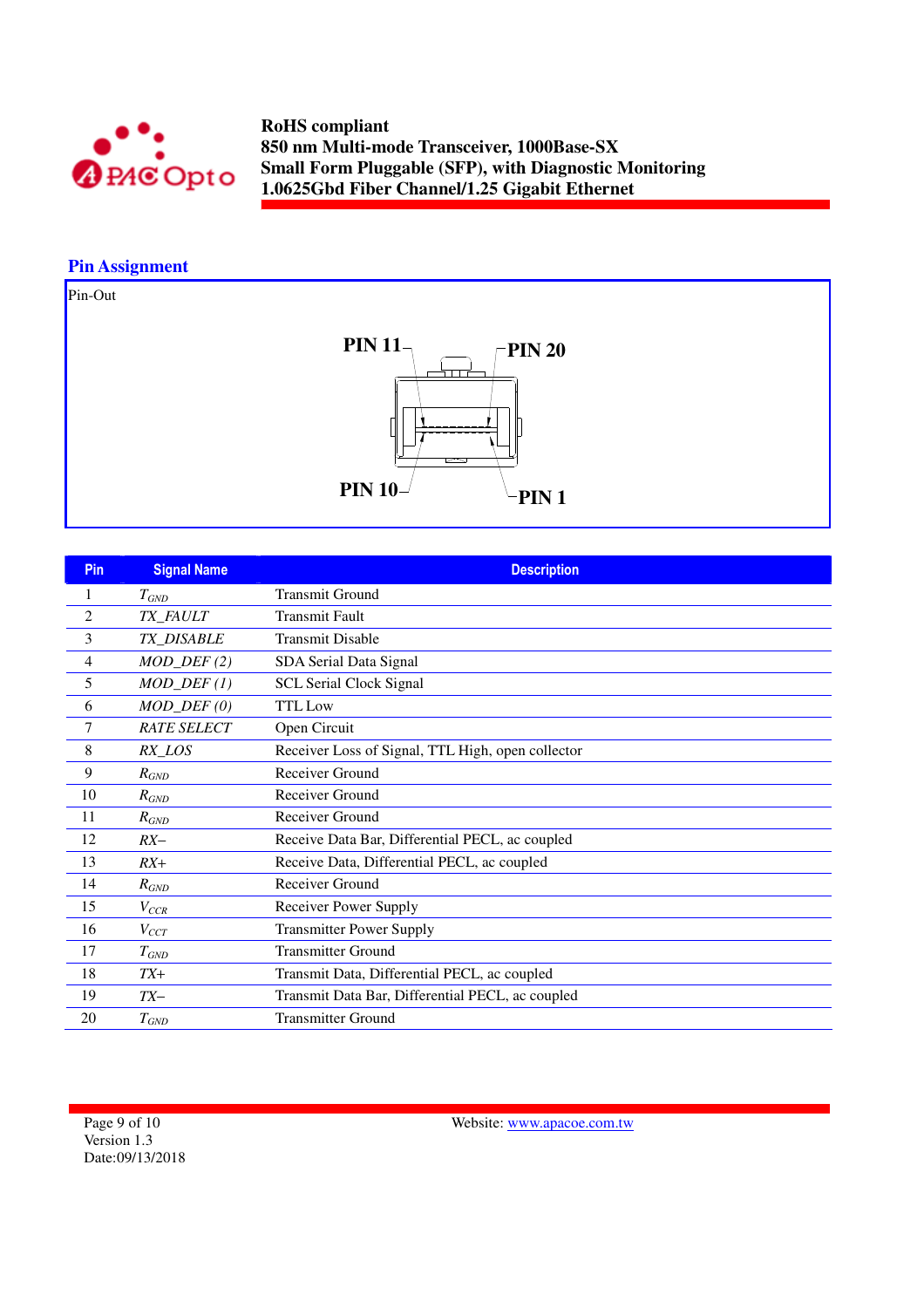## Pin Assignment

Pin-Out

PIN 11 PIN 20

PIN 10 PIN 1

| Pin | Signal Name | Description |
|---|---|---|
| 1 | $T_{GND}$ | Transmit Ground |
| 2 | *TX_FAULT* | Transmit Fault |
| 3 | *TX_DISABLE* | Transmit Disable |
| 4 | *MOD_DEF (2)* | SDA Serial Data Signal |
| 5 | *MOD_DEF (1)* | SCL Serial Clock Signal |
| 6 | *MOD_DEF (0)* | TTL Low |
| 7 | *RATE SELECT* | Open Circuit |
| 8 | *RX_LOS* | Receiver Loss of Signal, TTL High, open collector |
| 9 | $R_{GND}$ | Receiver Ground |
| 10 | $R_{GND}$ | Receiver Ground |
| 11 | $R_{GND}$ | Receiver Ground |
| 12 | *RX–* | Receive Data Bar, Differential PECL, ac coupled |
| 13 | *RX+* | Receive Data, Differential PECL, ac coupled |
| 14 | $R_{GND}$ | Receiver Ground |
| 15 | $V_{CCR}$ | Receiver Power Supply |
| 16 | $V_{CCT}$ | Transmitter Power Supply |
| 17 | $T_{GND}$ | Transmitter Ground |
| 18 | *TX+* | Transmit Data, Differential PECL, ac coupled |
| 19 | *TX–* | Transmit Data Bar, Differential PECL, ac coupled |
| 20 | $T_{GND}$ | Transmitter Ground |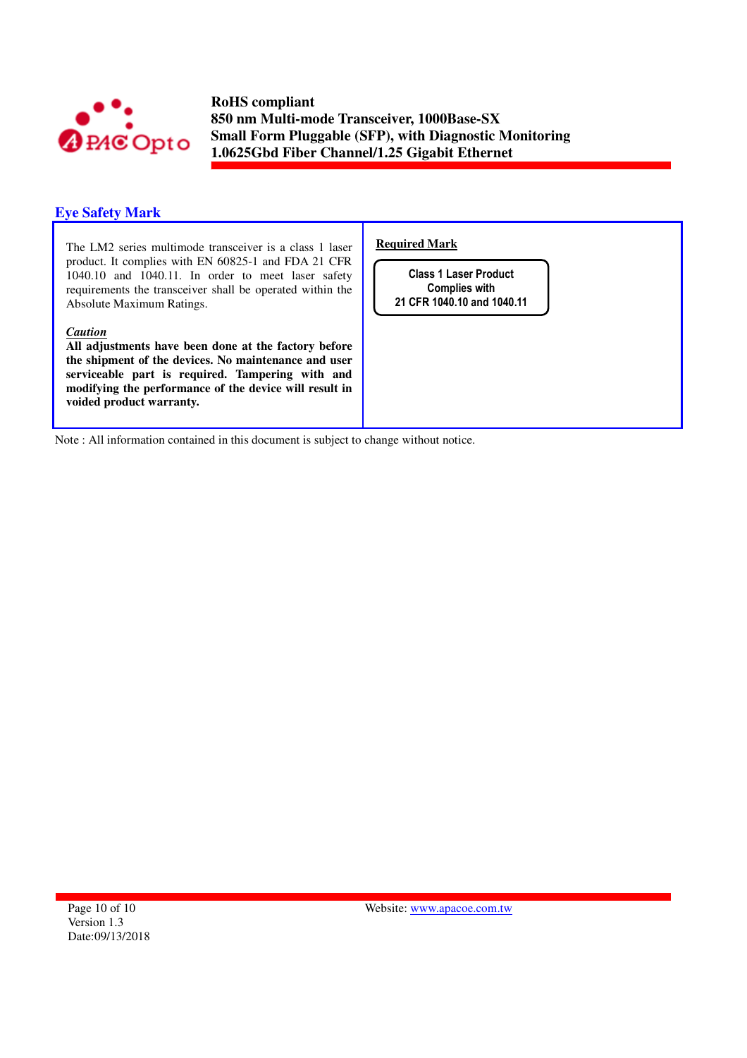## Eye Safety Mark

| | |
|---|---|
| The LM2 series multimode transceiver is a class 1 laser product. It complies with EN 60825-1 and FDA 21 CFR 1040.10 and 1040.11. In order to meet laser safety requirements the transceiver shall be operated within the Absolute Maximum Ratings.<br><br>***Caution***<br>**All adjustments have been done at the factory before the shipment of the devices. No maintenance and user serviceable part is required. Tampering with and modifying the performance of the device will result in voided product warranty.** | **Required Mark**<br><br>**Class 1 Laser Product**<br>**Complies with**<br>**21 CFR 1040.10 and 1040.11** |

Note : All information contained in this document is subject to change without notice.